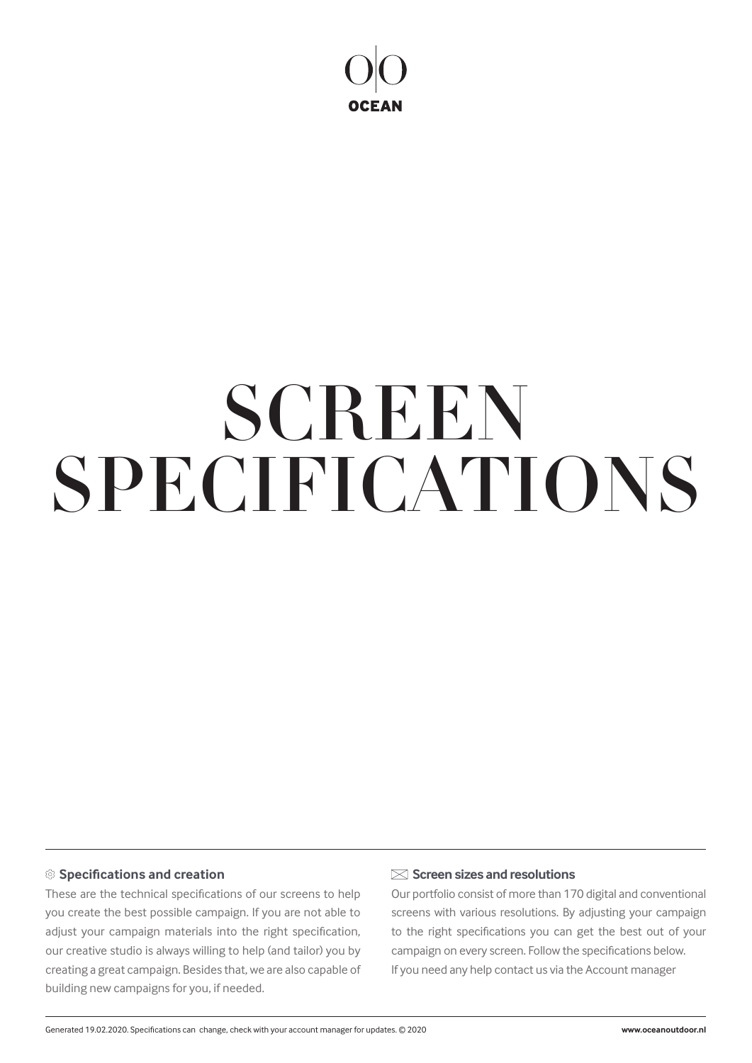OCEAN

# SCREEN SPECIFICATIONS

### Specifications and creation

These are the technical specifications of our screens to help you create the best possible campaign. If you are not able to adjust your campaign materials into the right specification, our creative studio is always willing to help (and tailor) you by creating a great campaign. Besides that, we are also capable of building new campaigns for you, if needed.

### Screen sizes and resolutions

Our portfolio consist of more than 170 digital and conventional screens with various resolutions. By adjusting your campaign to the right specifications you can get the best out of your campaign on every screen. Follow the specifications below.
If you need any help contact us via the Account manager

Generated 19.02.2020. Specifications can change, check with your account manager for updates. © 2020

**www.oceanoutdoor.nl**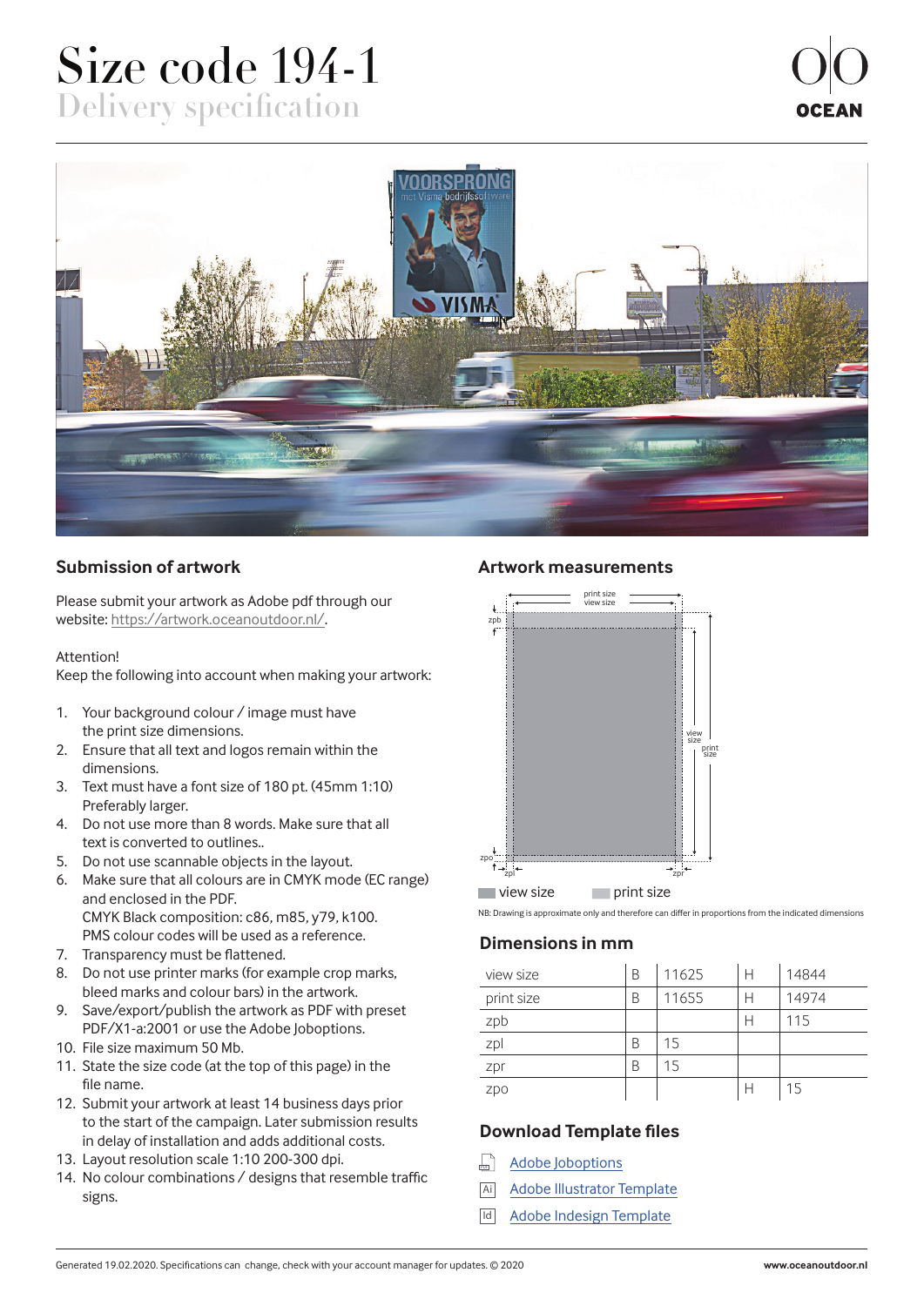# Size code 194-1

## Delivery specification

OCEAN

### Submission of artwork

Please submit your artwork as Adobe pdf through our website: https://artwork.oceanoutdoor.nl/.

Attention!
Keep the following into account when making your artwork:

1. Your background colour / image must have the print size dimensions.
2. Ensure that all text and logos remain within the dimensions.
3. Text must have a font size of 180 pt. (45mm 1:10) Preferably larger.
4. Do not use more than 8 words. Make sure that all text is converted to outlines..
5. Do not use scannable objects in the layout.
6. Make sure that all colours are in CMYK mode (EC range) and enclosed in the PDF.
   CMYK Black composition: c86, m85, y79, k100.
   PMS colour codes will be used as a reference.
7. Transparency must be flattened.
8. Do not use printer marks (for example crop marks, bleed marks and colour bars) in the artwork.
9. Save/export/publish the artwork as PDF with preset PDF/X1-a:2001 or use the Adobe Joboptions.
10. File size maximum 50 Mb.
11. State the size code (at the top of this page) in the file name.
12. Submit your artwork at least 14 business days prior to the start of the campaign. Later submission results in delay of installation and adds additional costs.
13. Layout resolution scale 1:10 200-300 dpi.
14. No colour combinations / designs that resemble traffic signs.

### Artwork measurements

print size
view size
zpb
view size
print size
zpo
zpl
zpr

view size
print size

NB: Drawing is approximate only and therefore can differ in proportions from the indicated dimensions

### Dimensions in mm

| | | | | |
|---|---|---|---|---|
| view size | B | 11625 | H | 14844 |
| print size | B | 11655 | H | 14974 |
| zpb | | | H | 115 |
| zpl | B | 15 | | |
| zpr | B | 15 | | |
| zpo | | | H | 15 |

### Download Template files

- Adobe Joboptions
- Adobe Illustrator Template
- Adobe Indesign Template

Generated 19.02.2020. Specifications can change, check with your account manager for updates. © 2020

www.oceanoutdoor.nl